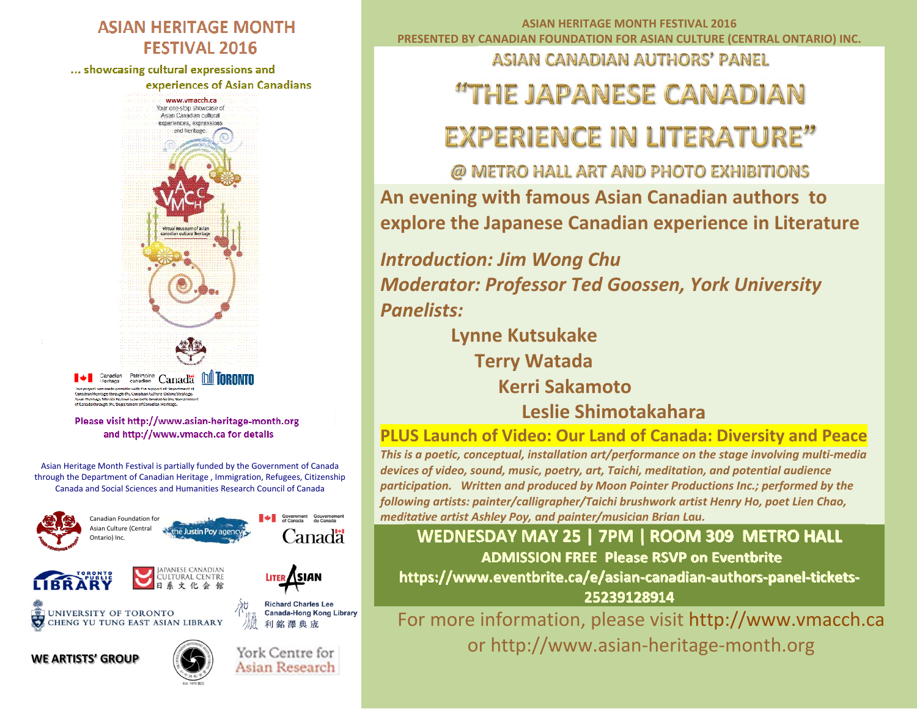# ASIAN HERITAGE MONTH FESTIVAL 2016

... showcasing cultural expressions and experiences of Asian Canadians

www.vmacch.ca
Your one-stop showcase of Asian Canadian cultural experiences, expressions and heritage

virtual museum of asian canadian cultural heritage

Please visit http://www.asian-heritage-month.org and http://www.vmacch.ca for details

Asian Heritage Month Festival is partially funded by the Government of Canada through the Department of Canadian Heritage , Immigration, Refugees, Citizenship Canada and Social Sciences and Humanities Research Council of Canada

Canadian Foundation for Asian Culture (Central Ontario) Inc.

the Justin Poy agency

Government of Canada / Gouvernement du Canada

Canada

Toronto Public Library

Japanese Canadian Cultural Centre 日系文化会館

LiterAsian

University of Toronto Cheng Yu Tung East Asian Library

Richard Charles Lee Canada-Hong Kong Library 利銘澤典成

**WE ARTISTS' GROUP**

York Centre for Asian Research

---

ASIAN HERITAGE MONTH FESTIVAL 2016
PRESENTED BY CANADIAN FOUNDATION FOR ASIAN CULTURE (CENTRAL ONTARIO) INC.

## ASIAN CANADIAN AUTHORS' PANEL

# "THE JAPANESE CANADIAN EXPERIENCE IN LITERATURE"

## @ METRO HALL ART AND PHOTO EXHIBITIONS

**An evening with famous Asian Canadian authors to explore the Japanese Canadian experience in Literature**

***Introduction: Jim Wong Chu***
***Moderator: Professor Ted Goossen, York University***
***Panelists:***

**Lynne Kutsukake**
**Terry Watada**
**Kerri Sakamoto**
**Leslie Shimotakahara**

**PLUS Launch of Video: Our Land of Canada: Diversity and Peace**

***This is a poetic, conceptual, installation art/performance on the stage involving multi-media devices of video, sound, music, poetry, art, Taichi, meditation, and potential audience participation. Written and produced by Moon Pointer Productions Inc.; performed by the following artists: painter/calligrapher/Taichi brushwork artist Henry Ho, poet Lien Chao, meditative artist Ashley Poy, and painter/musician Brian Lau.***

**WEDNESDAY MAY 25 | 7PM | ROOM 309 METRO HALL**
**ADMISSION FREE Please RSVP on Eventbrite**
**https://www.eventbrite.ca/e/asian-canadian-authors-panel-tickets-25239128914**

For more information, please visit http://www.vmacch.ca or http://www.asian-heritage-month.org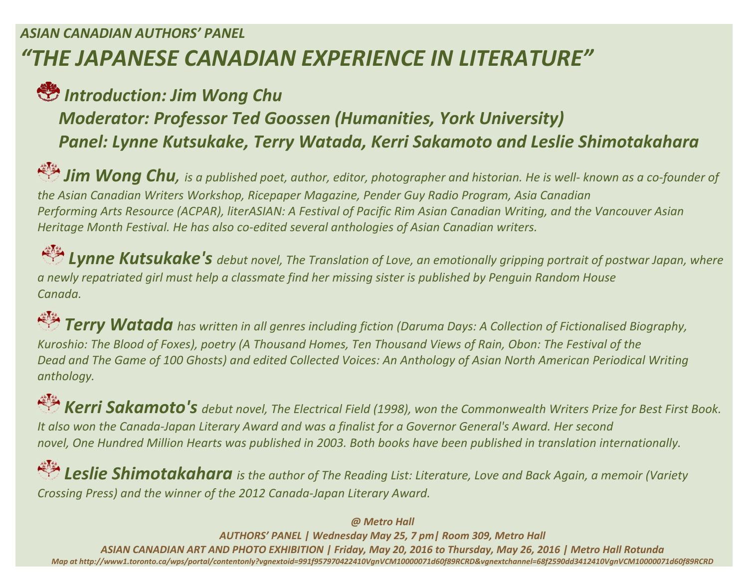*ASIAN CANADIAN AUTHORS' PANEL*

# *"THE JAPANESE CANADIAN EXPERIENCE IN LITERATURE"*

## *Introduction: Jim Wong Chu*
## *Moderator: Professor Ted Goossen (Humanities, York University)*
## *Panel: Lynne Kutsukake, Terry Watada, Kerri Sakamoto and Leslie Shimotakahara*

***Jim Wong Chu,*** *is a published poet, author, editor, photographer and historian. He is well- known as a co-founder of the Asian Canadian Writers Workshop, Ricepaper Magazine, Pender Guy Radio Program, Asia Canadian Performing Arts Resource (ACPAR), literASIAN: A Festival of Pacific Rim Asian Canadian Writing, and the Vancouver Asian Heritage Month Festival. He has also co-edited several anthologies of Asian Canadian writers.*

***Lynne Kutsukake's*** *debut novel, The Translation of Love, an emotionally gripping portrait of postwar Japan, where a newly repatriated girl must help a classmate find her missing sister is published by Penguin Random House Canada.*

***Terry Watada*** *has written in all genres including fiction (Daruma Days: A Collection of Fictionalised Biography, Kuroshio: The Blood of Foxes), poetry (A Thousand Homes, Ten Thousand Views of Rain, Obon: The Festival of the Dead and The Game of 100 Ghosts) and edited Collected Voices: An Anthology of Asian North American Periodical Writing anthology.*

***Kerri Sakamoto's*** *debut novel, The Electrical Field (1998), won the Commonwealth Writers Prize for Best First Book. It also won the Canada-Japan Literary Award and was a finalist for a Governor General's Award. Her second novel, One Hundred Million Hearts was published in 2003. Both books have been published in translation internationally.*

***Leslie Shimotakahara*** *is the author of The Reading List: Literature, Love and Back Again, a memoir (Variety Crossing Press) and the winner of the 2012 Canada-Japan Literary Award.*

***@ Metro Hall***

***AUTHORS' PANEL | Wednesday May 25, 7 pm| Room 309, Metro Hall***

***ASIAN CANADIAN ART AND PHOTO EXHIBITION | Friday, May 20, 2016 to Thursday, May 26, 2016 | Metro Hall Rotunda***

***Map at http://www1.toronto.ca/wps/portal/contentonly?vgnextoid=991f957970422410VgnVCM10000071d60f89RCRD&vgnextchannel=68f2590dd3412410VgnVCM10000071d60f89RCRD***